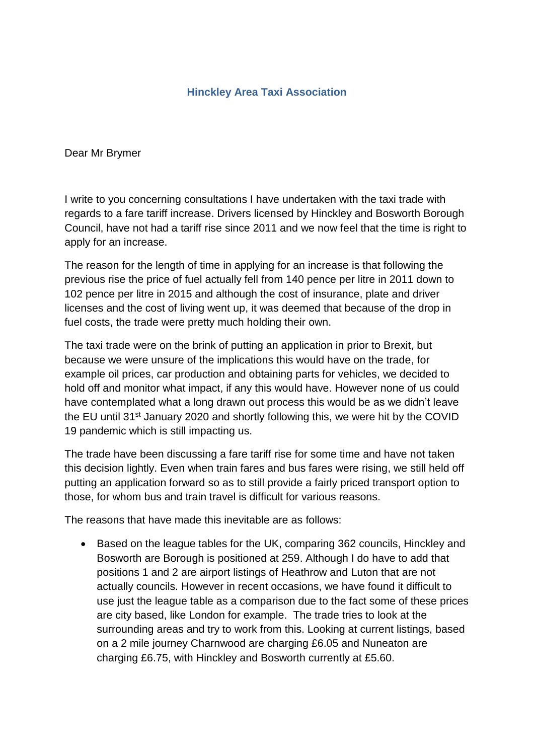**Hinckley Area Taxi Association**

Dear Mr Brymer

I write to you concerning consultations I have undertaken with the taxi trade with regards to a fare tariff increase. Drivers licensed by Hinckley and Bosworth Borough Council, have not had a tariff rise since 2011 and we now feel that the time is right to apply for an increase.

The reason for the length of time in applying for an increase is that following the previous rise the price of fuel actually fell from 140 pence per litre in 2011 down to 102 pence per litre in 2015 and although the cost of insurance, plate and driver licenses and the cost of living went up, it was deemed that because of the drop in fuel costs, the trade were pretty much holding their own.

The taxi trade were on the brink of putting an application in prior to Brexit, but because we were unsure of the implications this would have on the trade, for example oil prices, car production and obtaining parts for vehicles, we decided to hold off and monitor what impact, if any this would have. However none of us could have contemplated what a long drawn out process this would be as we didn't leave the EU until 31st January 2020 and shortly following this, we were hit by the COVID 19 pandemic which is still impacting us.

The trade have been discussing a fare tariff rise for some time and have not taken this decision lightly. Even when train fares and bus fares were rising, we still held off putting an application forward so as to still provide a fairly priced transport option to those, for whom bus and train travel is difficult for various reasons.

The reasons that have made this inevitable are as follows:

- Based on the league tables for the UK, comparing 362 councils, Hinckley and Bosworth are Borough is positioned at 259. Although I do have to add that positions 1 and 2 are airport listings of Heathrow and Luton that are not actually councils. However in recent occasions, we have found it difficult to use just the league table as a comparison due to the fact some of these prices are city based, like London for example. The trade tries to look at the surrounding areas and try to work from this. Looking at current listings, based on a 2 mile journey Charnwood are charging £6.05 and Nuneaton are charging £6.75, with Hinckley and Bosworth currently at £5.60.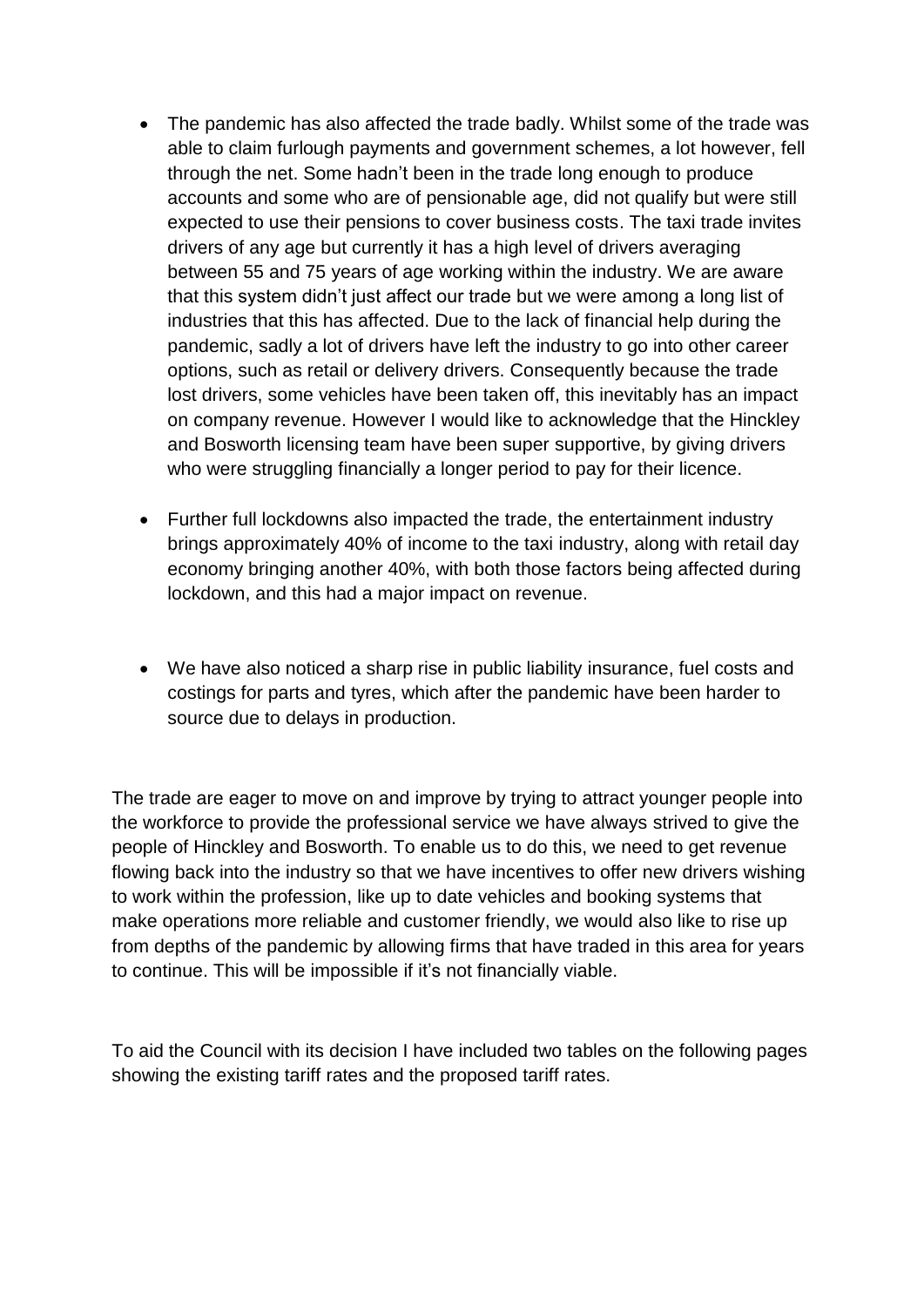- The pandemic has also affected the trade badly. Whilst some of the trade was able to claim furlough payments and government schemes, a lot however, fell through the net. Some hadn't been in the trade long enough to produce accounts and some who are of pensionable age, did not qualify but were still expected to use their pensions to cover business costs. The taxi trade invites drivers of any age but currently it has a high level of drivers averaging between 55 and 75 years of age working within the industry. We are aware that this system didn't just affect our trade but we were among a long list of industries that this has affected. Due to the lack of financial help during the pandemic, sadly a lot of drivers have left the industry to go into other career options, such as retail or delivery drivers. Consequently because the trade lost drivers, some vehicles have been taken off, this inevitably has an impact on company revenue. However I would like to acknowledge that the Hinckley and Bosworth licensing team have been super supportive, by giving drivers who were struggling financially a longer period to pay for their licence.

- Further full lockdowns also impacted the trade, the entertainment industry brings approximately 40% of income to the taxi industry, along with retail day economy bringing another 40%, with both those factors being affected during lockdown, and this had a major impact on revenue.

- We have also noticed a sharp rise in public liability insurance, fuel costs and costings for parts and tyres, which after the pandemic have been harder to source due to delays in production.

The trade are eager to move on and improve by trying to attract younger people into the workforce to provide the professional service we have always strived to give the people of Hinckley and Bosworth. To enable us to do this, we need to get revenue flowing back into the industry so that we have incentives to offer new drivers wishing to work within the profession, like up to date vehicles and booking systems that make operations more reliable and customer friendly, we would also like to rise up from depths of the pandemic by allowing firms that have traded in this area for years to continue. This will be impossible if it's not financially viable.

To aid the Council with its decision I have included two tables on the following pages showing the existing tariff rates and the proposed tariff rates.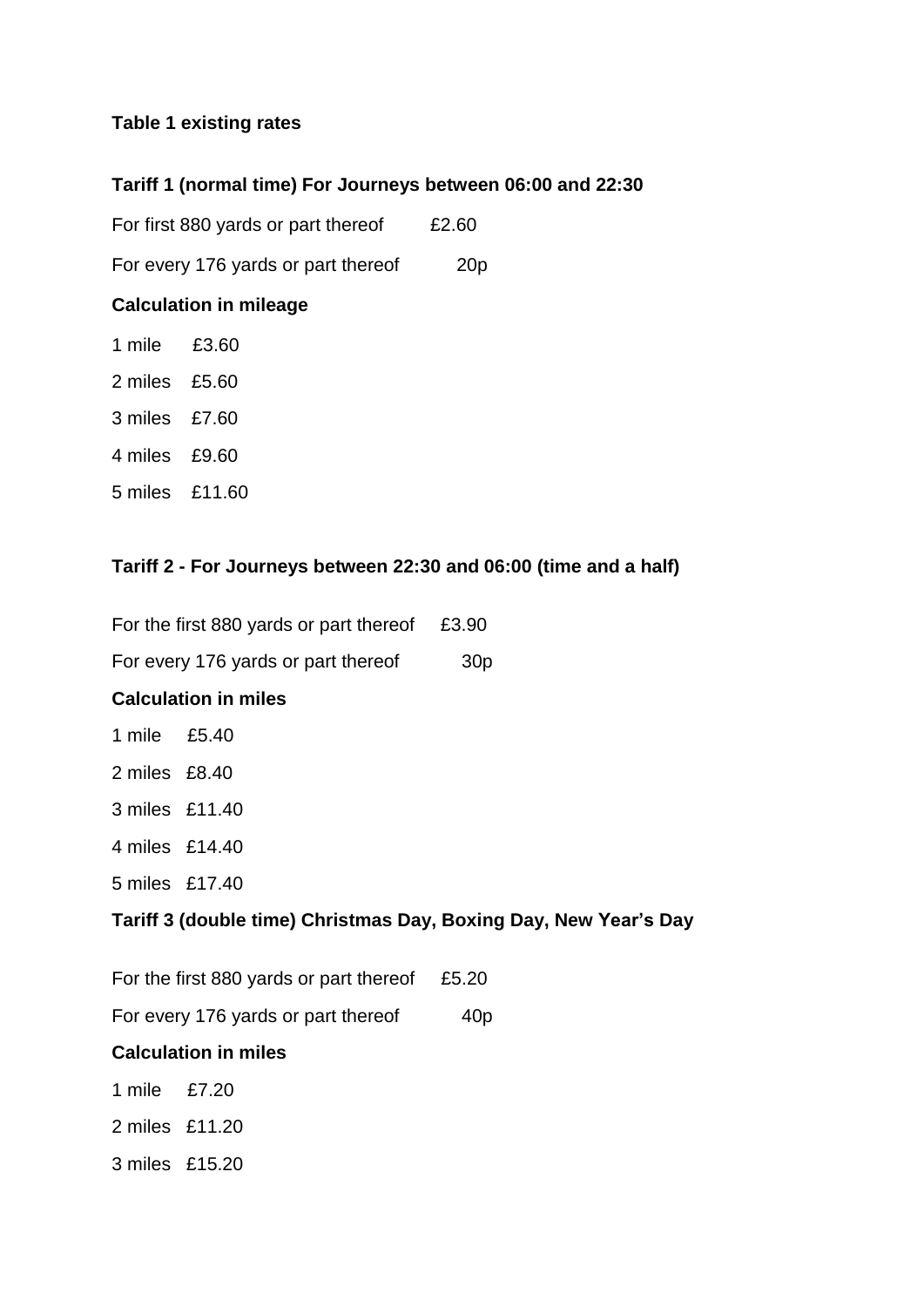**Table 1 existing rates**

**Tariff 1 (normal time) For Journeys between 06:00 and 22:30**

For first 880 yards or part thereof £2.60

For every 176 yards or part thereof 20p

**Calculation in mileage**

1 mile £3.60

2 miles £5.60

3 miles £7.60

4 miles £9.60

5 miles £11.60

**Tariff 2 - For Journeys between 22:30 and 06:00 (time and a half)**

For the first 880 yards or part thereof £3.90

For every 176 yards or part thereof 30p

**Calculation in miles**

1 mile £5.40

2 miles £8.40

3 miles £11.40

4 miles £14.40

5 miles £17.40

**Tariff 3 (double time) Christmas Day, Boxing Day, New Year's Day**

For the first 880 yards or part thereof £5.20

For every 176 yards or part thereof 40p

**Calculation in miles**

1 mile £7.20

2 miles £11.20

3 miles £15.20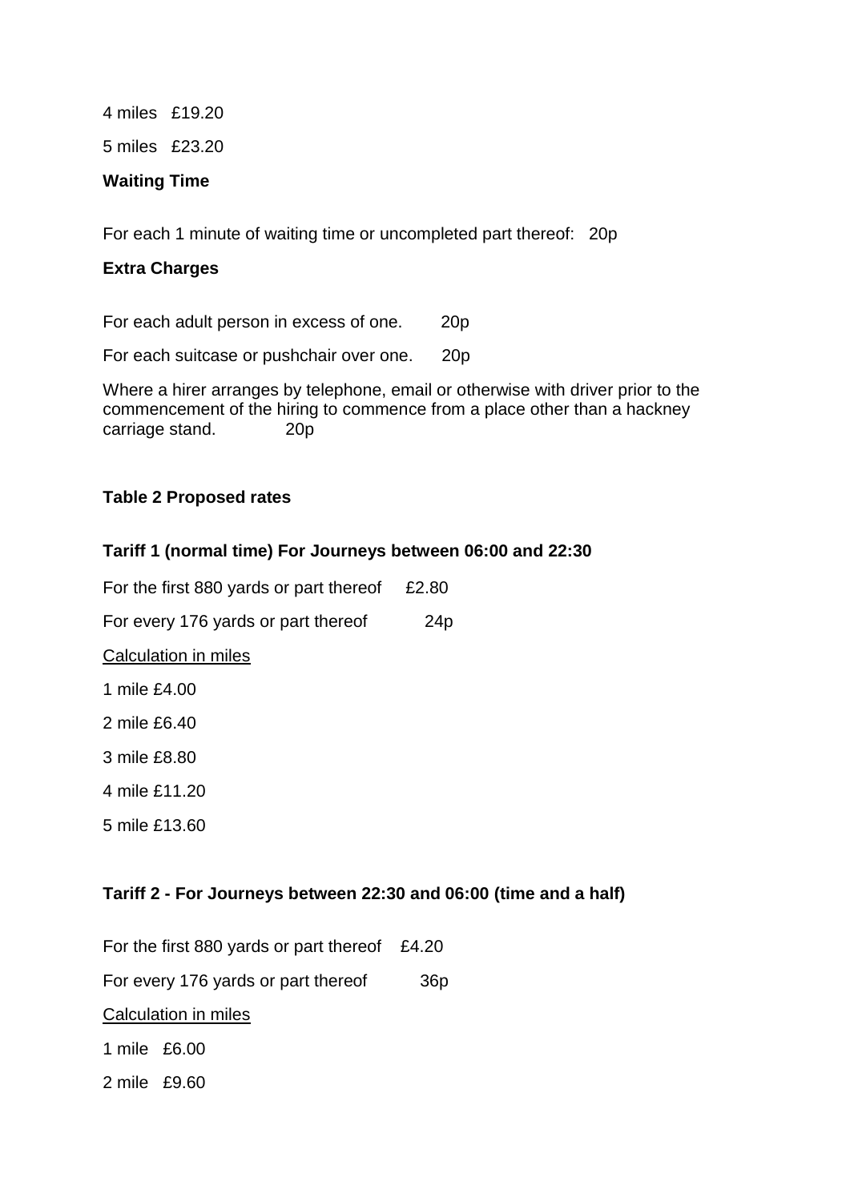4 miles £19.20

5 miles £23.20

**Waiting Time**

For each 1 minute of waiting time or uncompleted part thereof: 20p

**Extra Charges**

For each adult person in excess of one. 20p

For each suitcase or pushchair over one. 20p

Where a hirer arranges by telephone, email or otherwise with driver prior to the commencement of the hiring to commence from a place other than a hackney carriage stand. 20p

**Table 2 Proposed rates**

**Tariff 1 (normal time) For Journeys between 06:00 and 22:30**

For the first 880 yards or part thereof £2.80

For every 176 yards or part thereof 24p

Calculation in miles

1 mile £4.00

2 mile £6.40

3 mile £8.80

4 mile £11.20

5 mile £13.60

**Tariff 2 - For Journeys between 22:30 and 06:00 (time and a half)**

For the first 880 yards or part thereof £4.20

For every 176 yards or part thereof 36p

Calculation in miles

1 mile £6.00

2 mile £9.60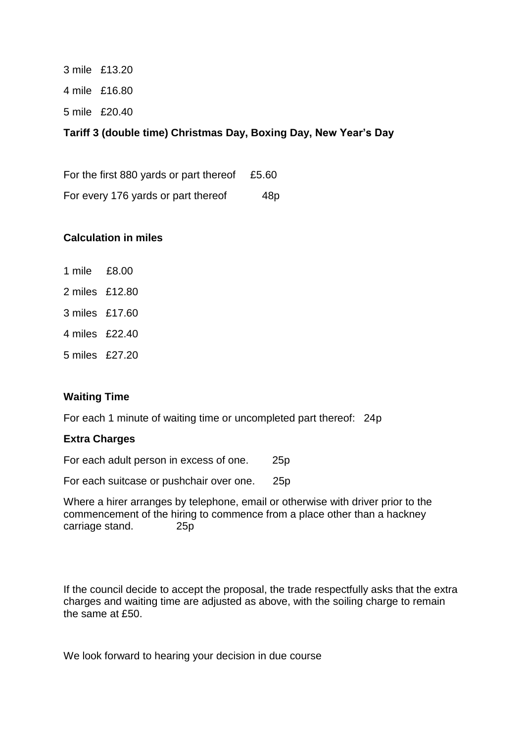3 mile £13.20

4 mile £16.80

5 mile £20.40

**Tariff 3 (double time) Christmas Day, Boxing Day, New Year's Day**

For the first 880 yards or part thereof £5.60

For every 176 yards or part thereof 48p

**Calculation in miles**

1 mile £8.00

2 miles £12.80

3 miles £17.60

4 miles £22.40

5 miles £27.20

**Waiting Time**

For each 1 minute of waiting time or uncompleted part thereof: 24p

**Extra Charges**

For each adult person in excess of one. 25p

For each suitcase or pushchair over one. 25p

Where a hirer arranges by telephone, email or otherwise with driver prior to the commencement of the hiring to commence from a place other than a hackney carriage stand. 25p

If the council decide to accept the proposal, the trade respectfully asks that the extra charges and waiting time are adjusted as above, with the soiling charge to remain the same at £50.

We look forward to hearing your decision in due course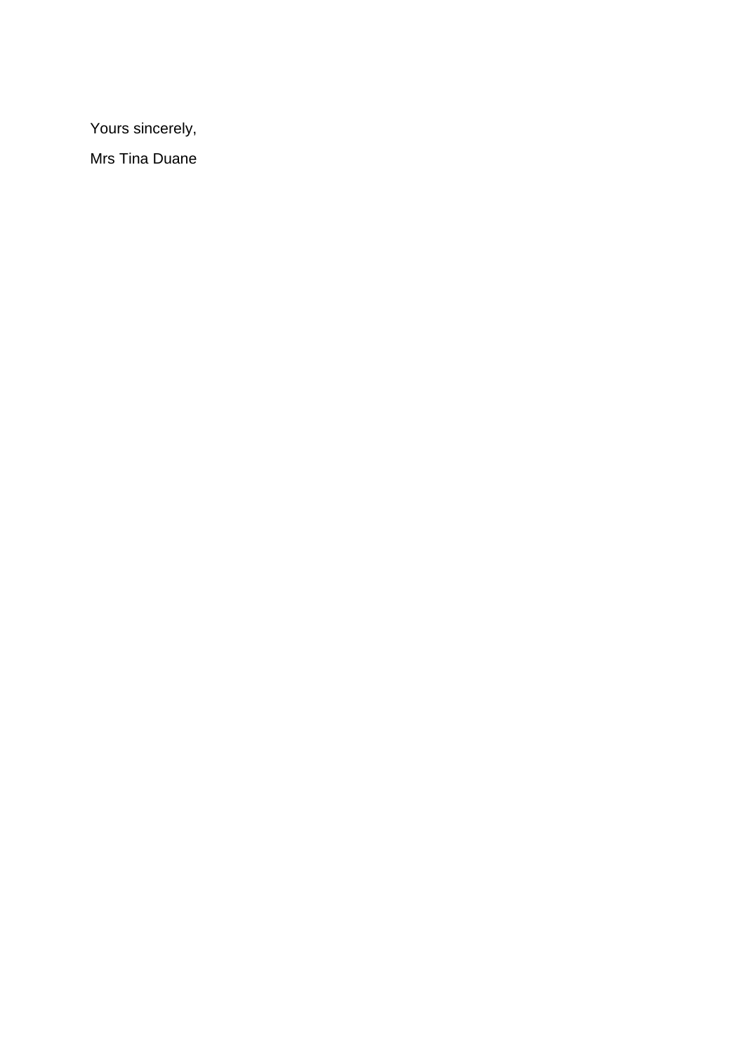Yours sincerely,

Mrs Tina Duane